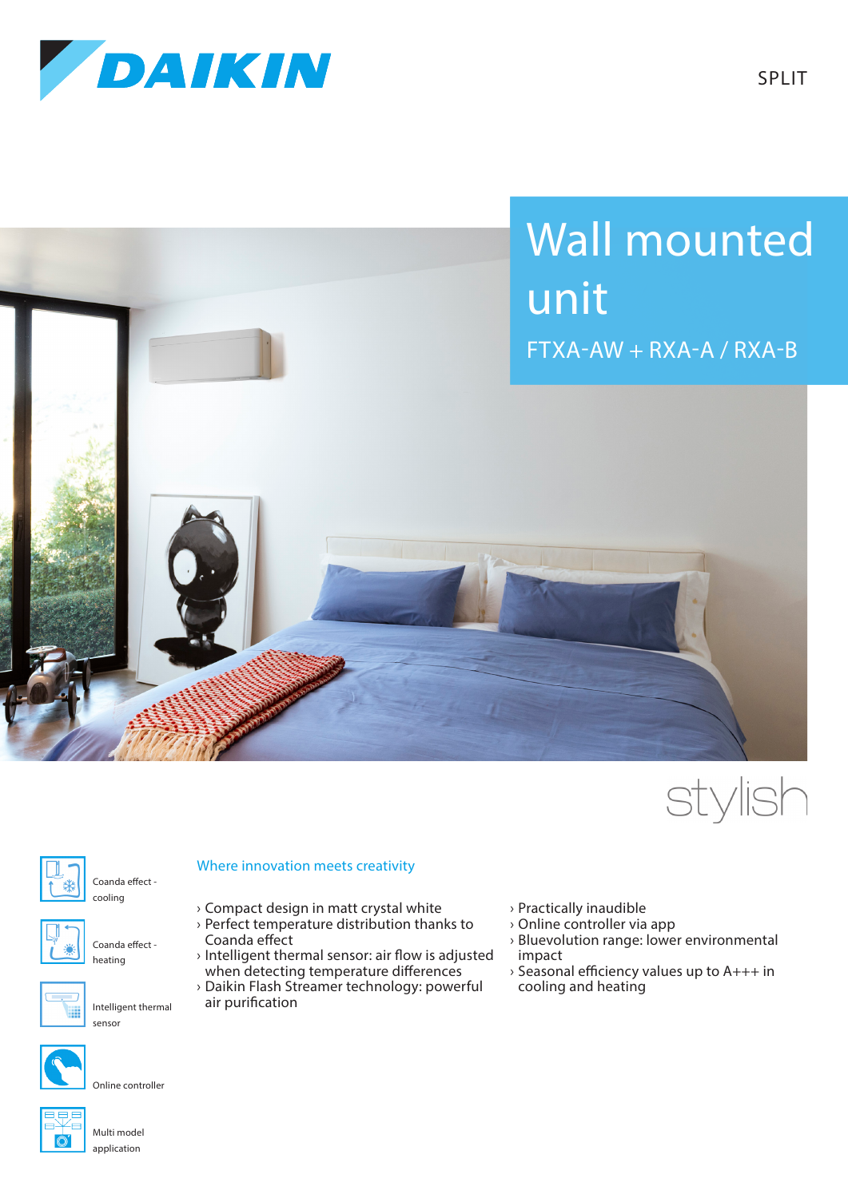DAIKIN

SPLIT

# Wall mounted unit

FTXA-AW + RXA-A / RXA-B

stylish

Coanda effect - cooling

Coanda effect - heating

Intelligent thermal sensor

Online controller

Multi model application

## Where innovation meets creativity

- Compact design in matt crystal white
- Perfect temperature distribution thanks to Coanda effect
- Intelligent thermal sensor: air flow is adjusted when detecting temperature differences
- Daikin Flash Streamer technology: powerful air purification
- Practically inaudible
- Online controller via app
- Bluevolution range: lower environmental impact
- Seasonal efficiency values up to A+++ in cooling and heating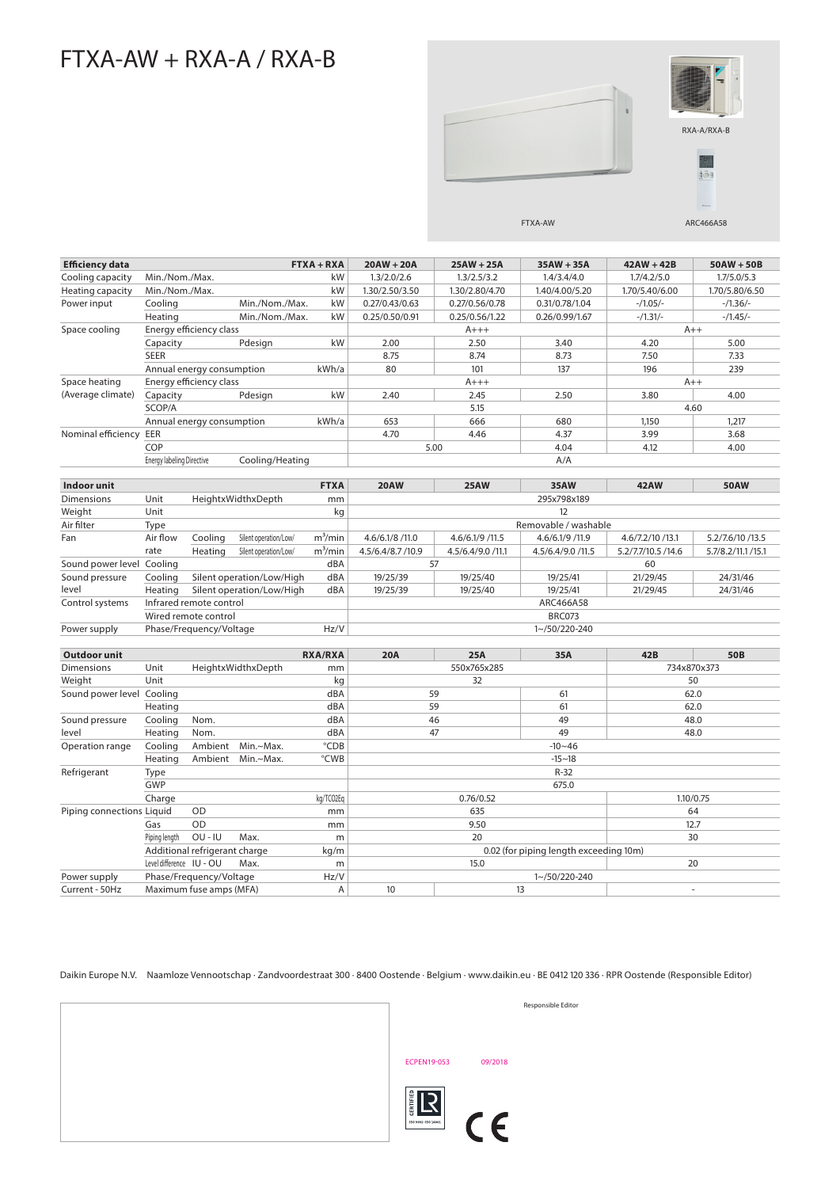# FTXA-AW + RXA-A / RXA-B

RXA-A/RXA-B

FTXA-AW

ARC466A58

| Efficiency data | | | FTXA + RXA | 20AW + 20A | 25AW + 25A | 35AW + 35A | 42AW + 42B | 50AW + 50B |
|---|---|---|---|---|---|---|---|---|
| Cooling capacity | Min./Nom./Max. | | kW | 1.3/2.0/2.6 | 1.3/2.5/3.2 | 1.4/3.4/4.0 | 1.7/4.2/5.0 | 1.7/5.0/5.3 |
| Heating capacity | Min./Nom./Max. | | kW | 1.30/2.50/3.50 | 1.30/2.80/4.70 | 1.40/4.00/5.20 | 1.70/5.40/6.00 | 1.70/5.80/6.50 |
| Power input | Cooling | Min./Nom./Max. | kW | 0.27/0.43/0.63 | 0.27/0.56/0.78 | 0.31/0.78/1.04 | -/1.05/- | -/1.36/- |
| | Heating | Min./Nom./Max. | kW | 0.25/0.50/0.91 | 0.25/0.56/1.22 | 0.26/0.99/1.67 | -/1.31/- | -/1.45/- |
| Space cooling | Energy efficiency class | | | A+++ | | | A++ | |
| | Capacity | Pdesign | kW | 2.00 | 2.50 | 3.40 | 4.20 | 5.00 |
| | SEER | | | 8.75 | 8.74 | 8.73 | 7.50 | 7.33 |
| | Annual energy consumption | | kWh/a | 80 | 101 | 137 | 196 | 239 |
| Space heating (Average climate) | Energy efficiency class | | | A+++ | | | A++ | |
| | Capacity | Pdesign | kW | 2.40 | 2.45 | 2.50 | 3.80 | 4.00 |
| | SCOP/A | | | 5.15 | | | 4.60 | |
| | Annual energy consumption | | kWh/a | 653 | 666 | 680 | 1,150 | 1,217 |
| Nominal efficiency | EER | | | 4.70 | 4.46 | 4.37 | 3.99 | 3.68 |
| | COP | | | 5.00 | | 4.04 | 4.12 | 4.00 |
| | Energy labeling Directive | Cooling/Heating | | A/A | | | | |

| Indoor unit | | | | FTXA | 20AW | 25AW | 35AW | 42AW | 50AW |
|---|---|---|---|---|---|---|---|---|---|
| Dimensions | Unit | HeightxWidthxDepth | | mm | 295x798x189 | | | | |
| Weight | Unit | | | kg | 12 | | | | |
| Air filter | Type | | | | Removable / washable | | | | |
| Fan | Air flow rate | Cooling | Silent operation/Low/ | m³/min | 4.6/6.1/8 /11.0 | 4.6/6.1/9 /11.5 | 4.6/6.1/9 /11.9 | 4.6/7.2/10 /13.1 | 5.2/7.6/10 /13.5 |
| | | Heating | Silent operation/Low/ | m³/min | 4.5/6.4/8.7 /10.9 | 4.5/6.4/9.0 /11.1 | 4.5/6.4/9.0 /11.5 | 5.2/7.7/10.5 /14.6 | 5.7/8.2/11.1 /15.1 |
| Sound power level | Cooling | | | dBA | 57 | | | 60 | |
| Sound pressure level | Cooling | Silent operation/Low/High | | dBA | 19/25/39 | 19/25/40 | 19/25/41 | 21/29/45 | 24/31/46 |
| | Heating | Silent operation/Low/High | | dBA | 19/25/39 | 19/25/40 | 19/25/41 | 21/29/45 | 24/31/46 |
| Control systems | Infrared remote control | | | | ARC466A58 | | | | |
| | Wired remote control | | | | BRC073 | | | | |
| Power supply | Phase/Frequency/Voltage | | | Hz/V | 1~/50/220-240 | | | | |

| Outdoor unit | | | | RXA/RXA | 20A | 25A | 35A | 42B | 50B |
|---|---|---|---|---|---|---|---|---|---|
| Dimensions | Unit | HeightxWidthxDepth | | mm | 550x765x285 | | | 734x870x373 | |
| Weight | Unit | | | kg | 32 | | | 50 | |
| Sound power level | Cooling | | | dBA | 59 | | 61 | 62.0 | |
| | Heating | | | dBA | 59 | | 61 | 62.0 | |
| Sound pressure level | Cooling | Nom. | | dBA | 46 | | 49 | 48.0 | |
| | Heating | Nom. | | dBA | 47 | | 49 | 48.0 | |
| Operation range | Cooling | Ambient | Min.~Max. | °CDB | -10~46 | | | | |
| | Heating | Ambient | Min.~Max. | °CWB | -15~18 | | | | |
| Refrigerant | Type | | | | R-32 | | | | |
| | GWP | | | | 675.0 | | | | |
| | Charge | | | kg/TCO2Eq | 0.76/0.52 | | | 1.10/0.75 | |
| Piping connections | Liquid | OD | | mm | 635 | | | 64 | |
| | Gas | OD | | mm | 9.50 | | | 12.7 | |
| | Piping length | OU - IU | Max. | m | 20 | | | 30 | |
| | Additional refrigerant charge | | | kg/m | 0.02 (for piping length exceeding 10m) | | | | |
| | Level difference | IU - OU | Max. | m | 15.0 | | | 20 | |
| Power supply | Phase/Frequency/Voltage | | | Hz/V | 1~/50/220-240 | | | | |
| Current - 50Hz | Maximum fuse amps (MFA) | | | A | 10 | 13 | | - | |

Daikin Europe N.V. Naamloze Vennootschap · Zandvoordestraat 300 · 8400 Oostende · Belgium · www.daikin.eu · BE 0412 120 336 · RPR Oostende (Responsible Editor)

Responsible Editor

ECPEN19-053 09/2018